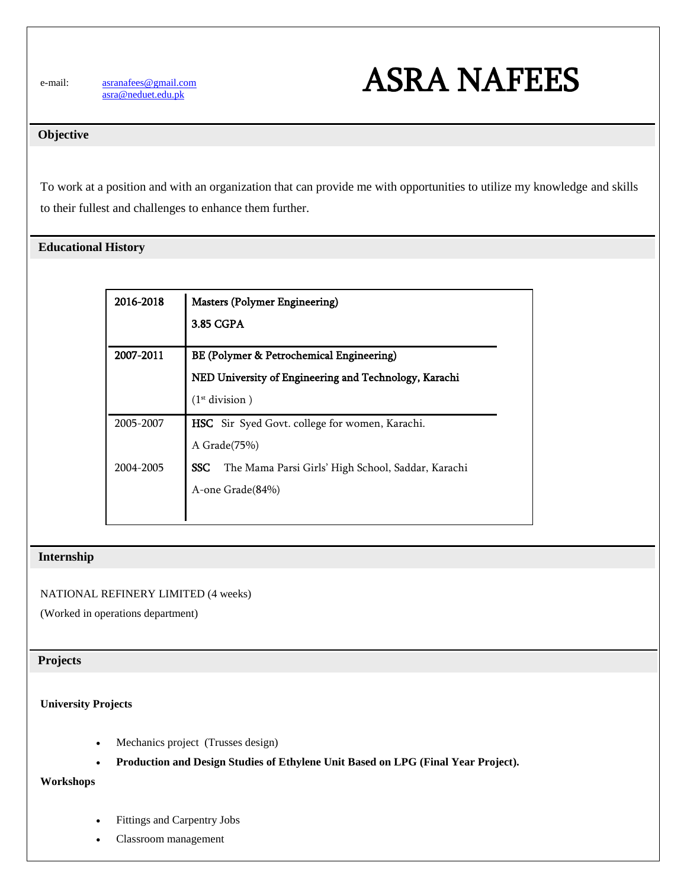e-mail: asranafees@gmail.com
asra@neduet.edu.pk

# ASRA NAFEES

## Objective

To work at a position and with an organization that can provide me with opportunities to utilize my knowledge and skills to their fullest and challenges to enhance them further.

## Educational History

| | |
|---|---|
| 2016-2018 | Masters (Polymer Engineering)<br>3.85 CGPA |
| 2007-2011 | BE (Polymer & Petrochemical Engineering)<br>NED University of Engineering and Technology, Karachi<br>(1st division ) |
| 2005-2007 | **HSC** Sir Syed Govt. college for women, Karachi.<br>A Grade(75%) |
| 2004-2005 | **SSC** The Mama Parsi Girls' High School, Saddar, Karachi<br>A-one Grade(84%) |

## Internship

NATIONAL REFINERY LIMITED (4 weeks)
(Worked in operations department)

## Projects

**University Projects**

- Mechanics project (Trusses design)
- **Production and Design Studies of Ethylene Unit Based on LPG (Final Year Project).**

**Workshops**

- Fittings and Carpentry Jobs
- Classroom management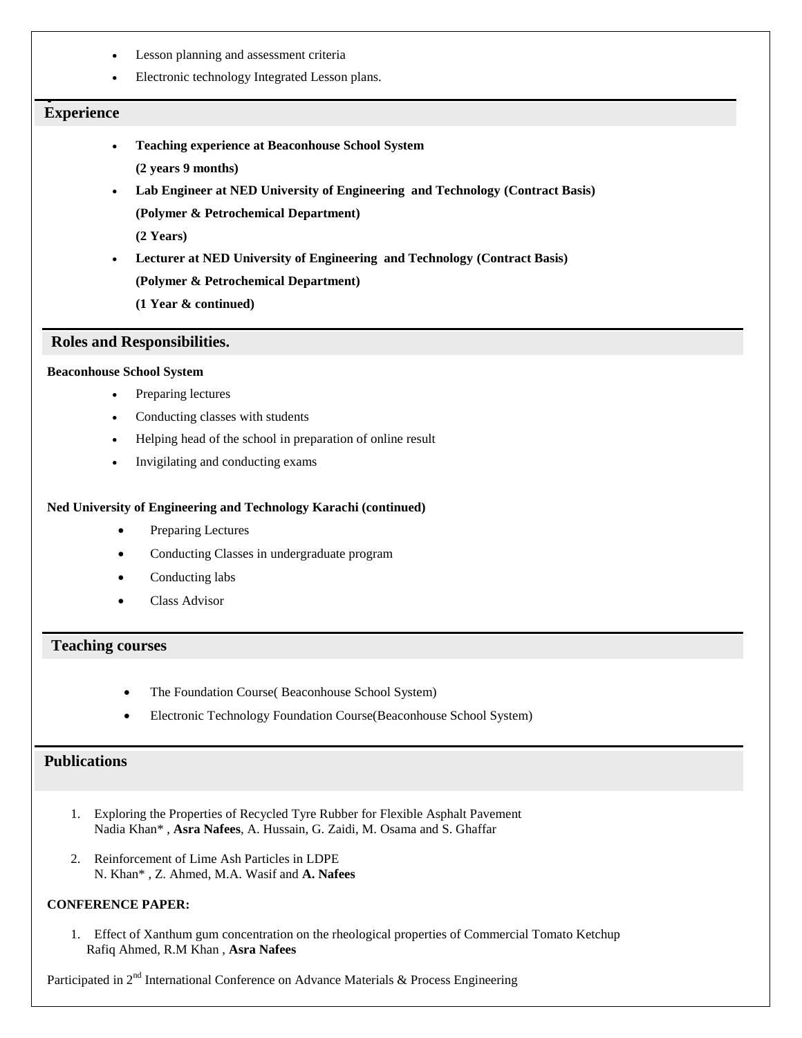- Lesson planning and assessment criteria
- Electronic technology Integrated Lesson plans.

## Experience

- **Teaching experience at Beaconhouse School System**
  **(2 years 9 months)**
- **Lab Engineer at NED University of Engineering and Technology (Contract Basis)**
  **(Polymer & Petrochemical Department)**
  **(2 Years)**
- **Lecturer at NED University of Engineering and Technology (Contract Basis)**
  **(Polymer & Petrochemical Department)**
  **(1 Year & continued)**

## Roles and Responsibilities.

**Beaconhouse School System**

- Preparing lectures
- Conducting classes with students
- Helping head of the school in preparation of online result
- Invigilating and conducting exams

**Ned University of Engineering and Technology Karachi (continued)**

- Preparing Lectures
- Conducting Classes in undergraduate program
- Conducting labs
- Class Advisor

## Teaching courses

- The Foundation Course( Beaconhouse School System)
- Electronic Technology Foundation Course(Beaconhouse School System)

## Publications

1. Exploring the Properties of Recycled Tyre Rubber for Flexible Asphalt Pavement
   Nadia Khan* , **Asra Nafees**, A. Hussain, G. Zaidi, M. Osama and S. Ghaffar
2. Reinforcement of Lime Ash Particles in LDPE
   N. Khan* , Z. Ahmed, M.A. Wasif and **A. Nafees**

**CONFERENCE PAPER:**

1. Effect of Xanthum gum concentration on the rheological properties of Commercial Tomato Ketchup
   Rafiq Ahmed, R.M Khan , **Asra Nafees**

Participated in $2^{nd}$ International Conference on Advance Materials & Process Engineering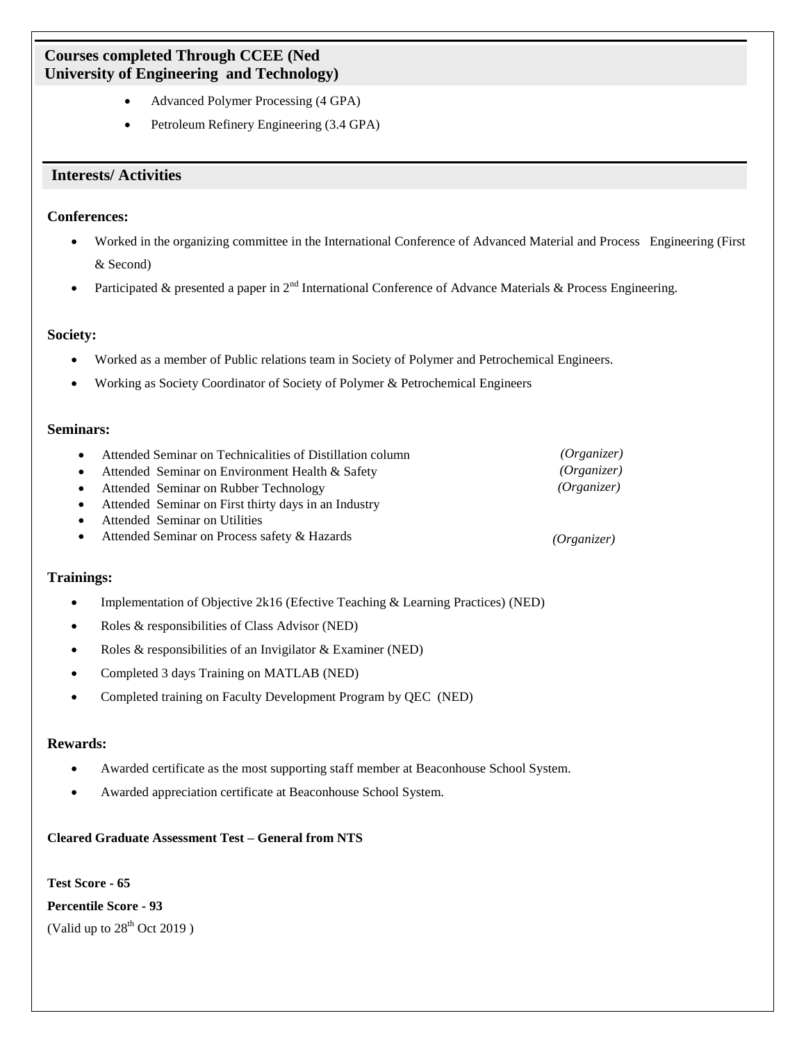## Courses completed Through CCEE (Ned University of Engineering and Technology)

- Advanced Polymer Processing (4 GPA)
- Petroleum Refinery Engineering (3.4 GPA)

## Interests/ Activities

### Conferences:

- Worked in the organizing committee in the International Conference of Advanced Material and Process Engineering (First & Second)
- Participated & presented a paper in 2nd International Conference of Advance Materials & Process Engineering.

### Society:

- Worked as a member of Public relations team in Society of Polymer and Petrochemical Engineers.
- Working as Society Coordinator of Society of Polymer & Petrochemical Engineers

### Seminars:

- Attended Seminar on Technicalities of Distillation column *(Organizer)*
- Attended Seminar on Environment Health & Safety *(Organizer)*
- Attended Seminar on Rubber Technology *(Organizer)*
- Attended Seminar on First thirty days in an Industry
- Attended Seminar on Utilities
- Attended Seminar on Process safety & Hazards *(Organizer)*

### Trainings:

- Implementation of Objective 2k16 (Efective Teaching & Learning Practices) (NED)
- Roles & responsibilities of Class Advisor (NED)
- Roles & responsibilities of an Invigilator & Examiner (NED)
- Completed 3 days Training on MATLAB (NED)
- Completed training on Faculty Development Program by QEC (NED)

### Rewards:

- Awarded certificate as the most supporting staff member at Beaconhouse School System.
- Awarded appreciation certificate at Beaconhouse School System.

**Cleared Graduate Assessment Test – General from NTS**

**Test Score - 65**

**Percentile Score - 93**

(Valid up to 28th Oct 2019 )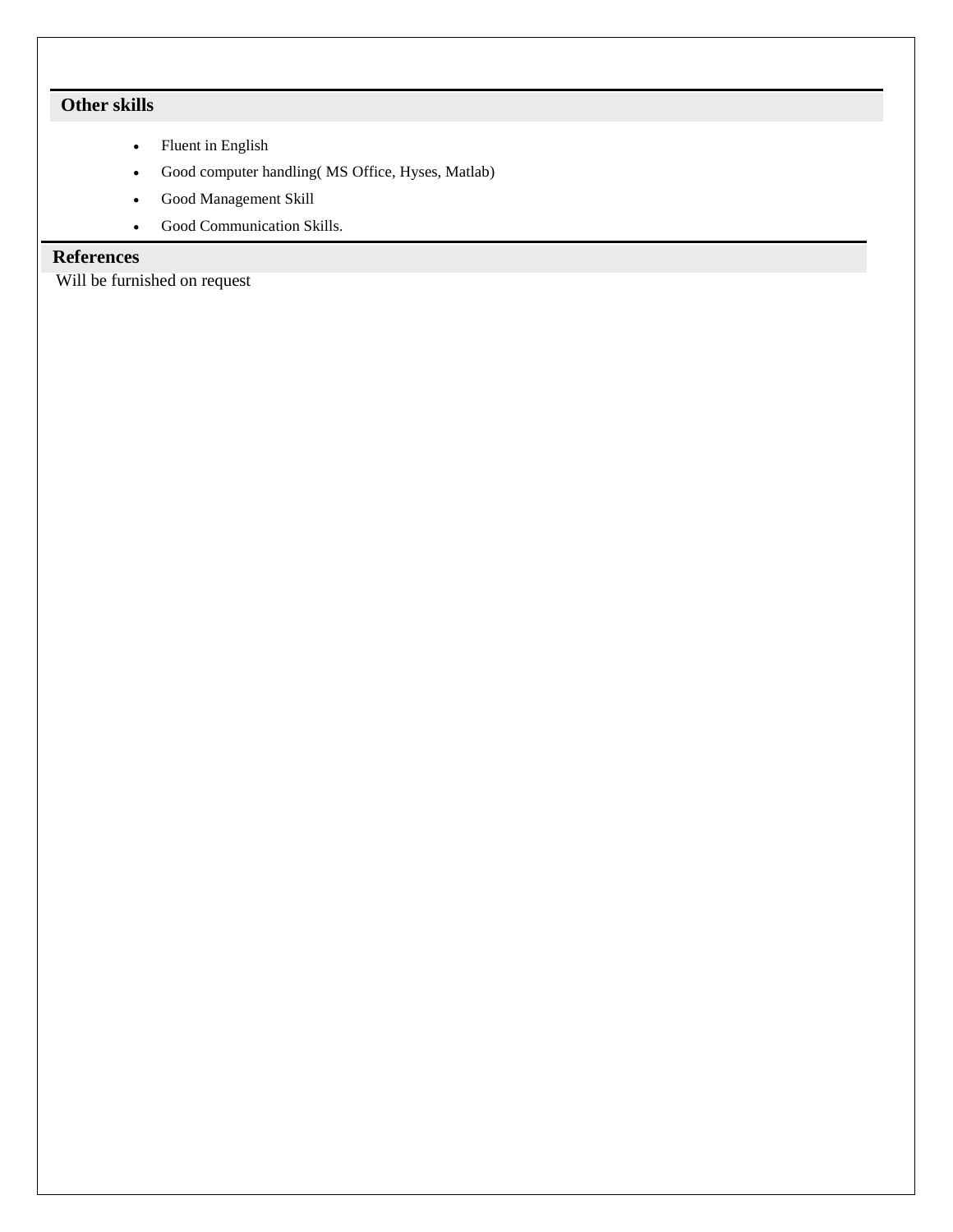## Other skills

- Fluent in English
- Good computer handling( MS Office, Hyses, Matlab)
- Good Management Skill
- Good Communication Skills.

## References

Will be furnished on request